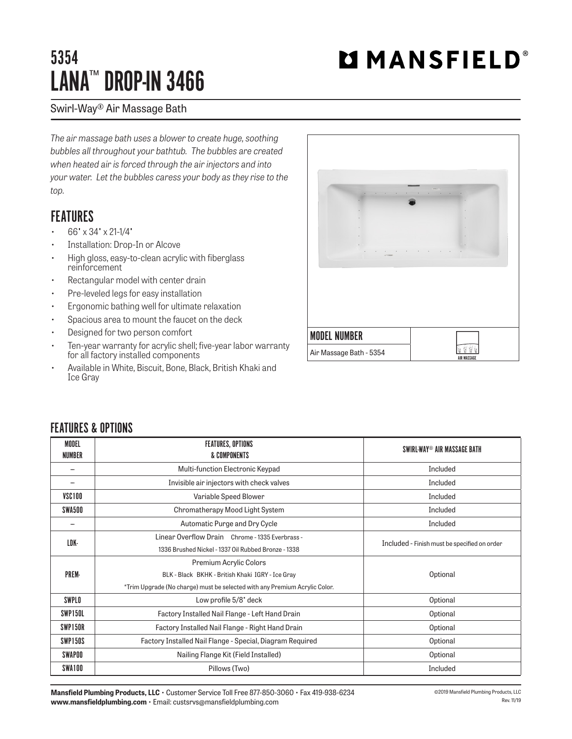# 5354
# LANA™ DROP-IN 3466

MANSFIELD®

Swirl-Way® Air Massage Bath

*The air massage bath uses a blower to create huge, soothing bubbles all throughout your bathtub. The bubbles are created when heated air is forced through the air injectors and into your water. Let the bubbles caress your body as they rise to the top.*

## FEATURES

- 66" x 34" x 21-1/4"
- Installation: Drop-In or Alcove
- High gloss, easy-to-clean acrylic with fiberglass reinforcement
- Rectangular model with center drain
- Pre-leveled legs for easy installation
- Ergonomic bathing well for ultimate relaxation
- Spacious area to mount the faucet on the deck
- Designed for two person comfort
- Ten-year warranty for acrylic shell; five-year labor warranty for all factory installed components
- Available in White, Biscuit, Bone, Black, British Khaki and Ice Gray

| MODEL NUMBER | |
|---|---|
| Air Massage Bath - 5354 | AIR MASSAGE |

## FEATURES & OPTIONS

| MODEL NUMBER | FEATURES, OPTIONS & COMPONENTS | SWIRL-WAY® AIR MASSAGE BATH |
|---|---|---|
| -- | Multi-function Electronic Keypad | Included |
| -- | Invisible air injectors with check valves | Included |
| VSC100 | Variable Speed Blower | Included |
| SWA500 | Chromatherapy Mood Light System | Included |
| -- | Automatic Purge and Dry Cycle | Included |
| LDK- | Linear Overflow Drain Chrome - 1335 Everbrass - 1336 Brushed Nickel - 1337 Oil Rubbed Bronze - 1338 | Included - Finish must be specified on order |
| PREM- | Premium Acrylic Colors<br>BLK - Black BKHK - British Khaki IGRY - Ice Gray<br>*Trim Upgrade (No charge) must be selected with any Premium Acrylic Color. | Optional |
| SWPLO | Low profile 5/8" deck | Optional |
| SWP150L | Factory Installed Nail Flange - Left Hand Drain | Optional |
| SWP150R | Factory Installed Nail Flange - Right Hand Drain | Optional |
| SWP150S | Factory Installed Nail Flange - Special, Diagram Required | Optional |
| SWAP00 | Nailing Flange Kit (Field Installed) | Optional |
| SWA100 | Pillows (Two) | Included |

**Mansfield Plumbing Products, LLC** • Customer Service Toll Free 877-850-3060 • Fax 419-938-6234
**www.mansfieldplumbing.com** • Email: custsrvs@mansfieldplumbing.com

©2019 Mansfield Plumbing Products, LLC
Rev. 11/19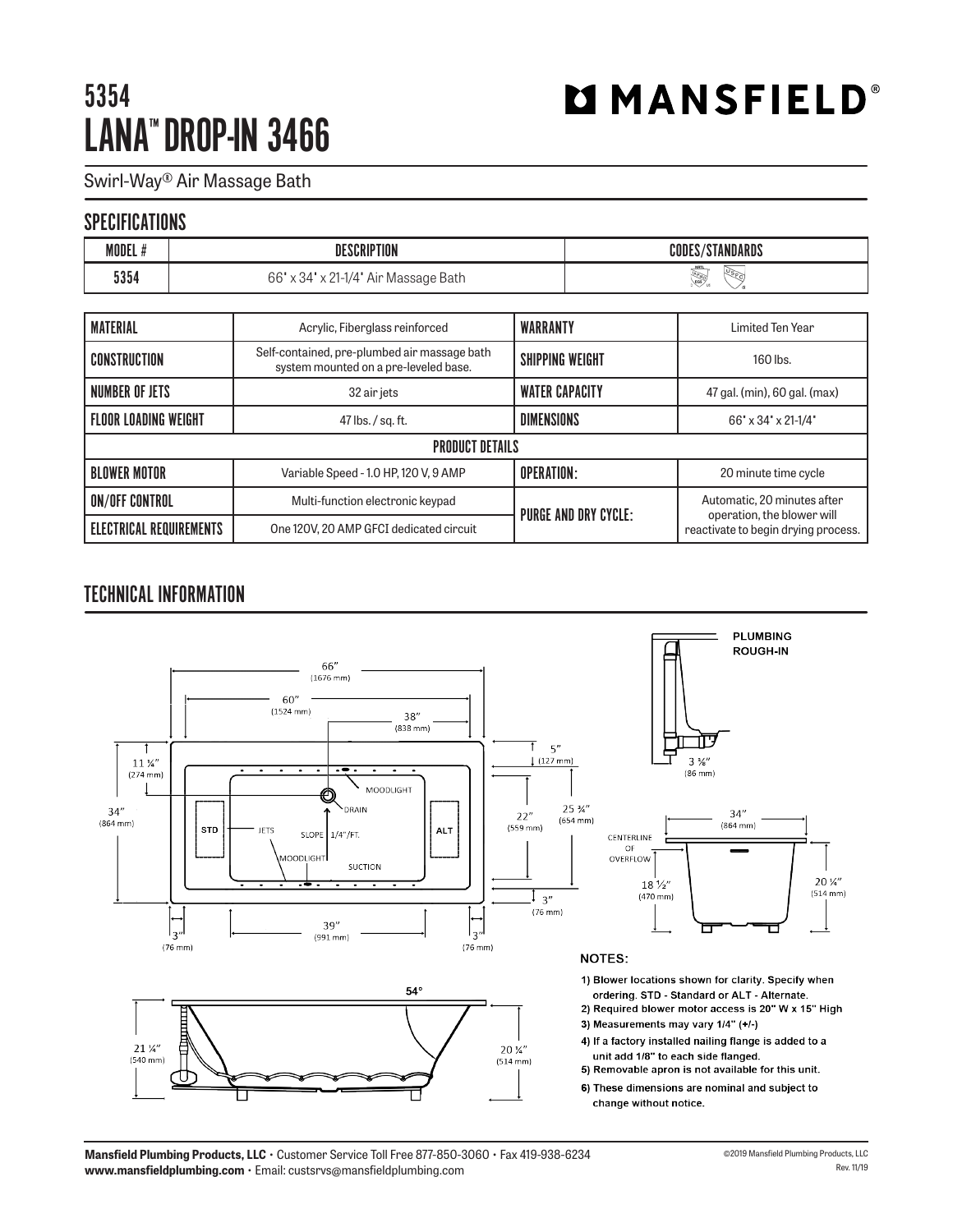# 5354
# LANA™ DROP-IN 3466

**MANSFIELD®**

Swirl-Way® Air Massage Bath

## SPECIFICATIONS

| MODEL # | DESCRIPTION | CODES/STANDARDS |
|---|---|---|
| 5354 | 66" x 34" x 21-1/4" Air Massage Bath | |

| | | | |
|---|---|---|---|
| **MATERIAL** | Acrylic, Fiberglass reinforced | **WARRANTY** | Limited Ten Year |
| **CONSTRUCTION** | Self-contained, pre-plumbed air massage bath system mounted on a pre-leveled base. | **SHIPPING WEIGHT** | 160 lbs. |
| **NUMBER OF JETS** | 32 air jets | **WATER CAPACITY** | 47 gal. (min), 60 gal. (max) |
| **FLOOR LOADING WEIGHT** | 47 lbs. / sq. ft. | **DIMENSIONS** | 66" x 34" x 21-1/4" |
| **PRODUCT DETAILS** | | | |
| **BLOWER MOTOR** | Variable Speed - 1.0 HP, 120 V, 9 AMP | **OPERATION:** | 20 minute time cycle |
| **ON/OFF CONTROL** | Multi-function electronic keypad | **PURGE AND DRY CYCLE:** | Automatic, 20 minutes after operation, the blower will reactivate to begin drying process. |
| **ELECTRICAL REQUIREMENTS** | One 120V, 20 AMP GFCI dedicated circuit | | |

## TECHNICAL INFORMATION

66" (1676 mm)
60" (1524 mm)
38" (838 mm)
11 ¼" (274 mm)
34" (864 mm)
5" (127 mm)
22" (559 mm)
25 ¾" (654 mm)
3" (76 mm)
39" (991 mm)
3" (76 mm)
3" (76 mm)
MOODLIGHT
DRAIN
STD
JETS
SLOPE 1/4"/FT.
ALT
MOODLIGHT
SUCTION

PLUMBING ROUGH-IN
3 ⅜" (86 mm)

34" (864 mm)
CENTERLINE OF OVERFLOW
18 ½" (470 mm)
20 ¼" (514 mm)

54°
21 ¼" (540 mm)
20 ¼" (514 mm)

NOTES:

1) Blower locations shown for clarity. Specify when ordering. STD - Standard or ALT - Alternate.
2) Required blower motor access is 20" W x 15" High
3) Measurements may vary 1/4" (+/-)
4) If a factory installed nailing flange is added to a unit add 1/8" to each side flanged.
5) Removable apron is not available for this unit.
6) These dimensions are nominal and subject to change without notice.

**Mansfield Plumbing Products, LLC** • Customer Service Toll Free 877-850-3060 • Fax 419-938-6234
**www.mansfieldplumbing.com** • Email: custsrvs@mansfieldplumbing.com

©2019 Mansfield Plumbing Products, LLC
Rev. 11/19